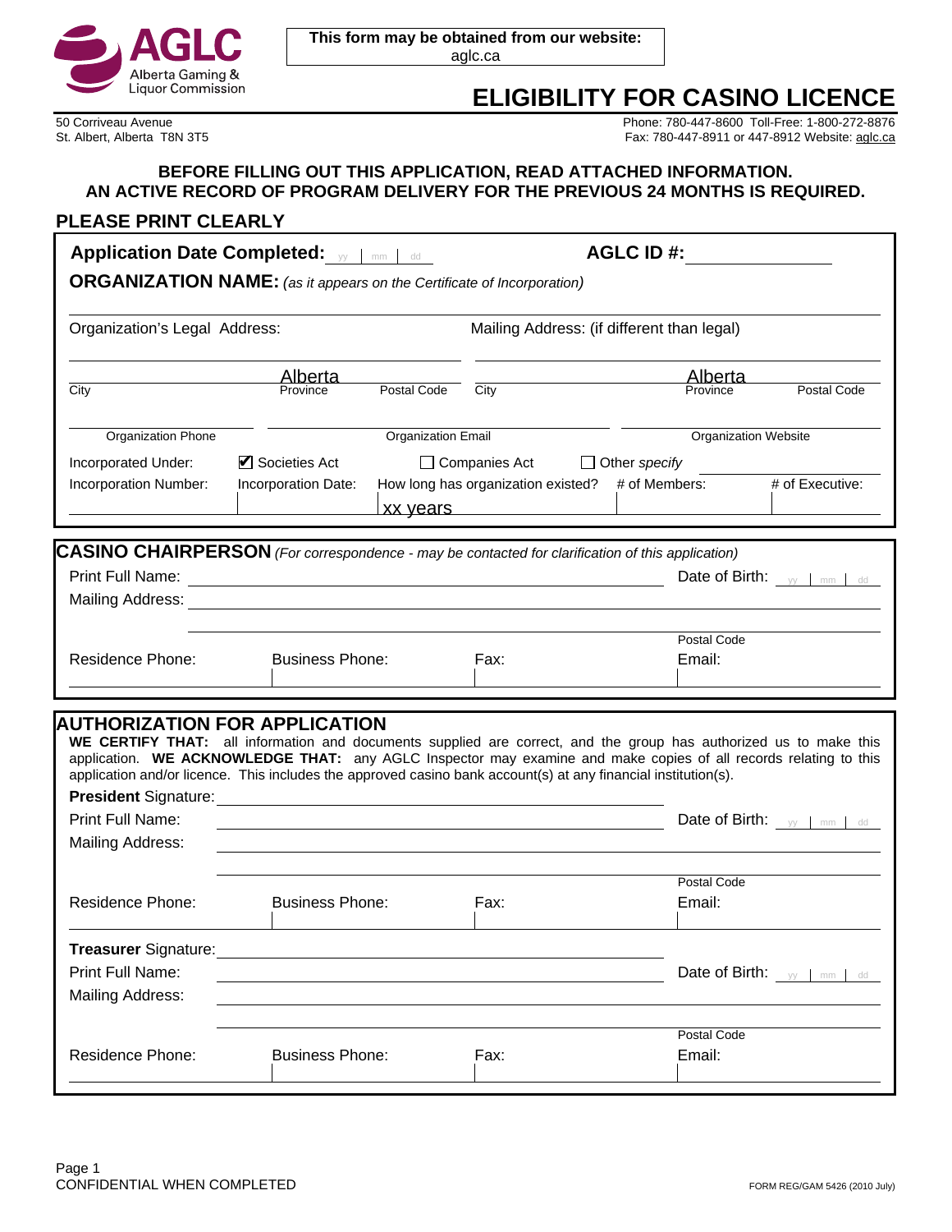**AGLC** Alberta Gaming & Liquor Commission

**This form may be obtained from our website:**
aglc.ca

# ELIGIBILITY FOR CASINO LICENCE

50 Corriveau Avenue
St. Albert, Alberta T8N 3T5

Phone: 780-447-8600 Toll-Free: 1-800-272-8876
Fax: 780-447-8911 or 447-8912 Website: aglc.ca

**BEFORE FILLING OUT THIS APPLICATION, READ ATTACHED INFORMATION.**
**AN ACTIVE RECORD OF PROGRAM DELIVERY FOR THE PREVIOUS 24 MONTHS IS REQUIRED.**

## PLEASE PRINT CLEARLY

**Application Date Completed:** yy | mm | dd

**AGLC ID #:** ______________

**ORGANIZATION NAME:** *(as it appears on the Certificate of Incorporation)*

Organization's Legal Address: ______________

City ______ Alberta (Province) ______ Postal Code ______

Mailing Address: (if different than legal) ______________

City ______ Alberta (Province) ______ Postal Code ______

Organization Phone ______ Organization Email ______ Organization Website ______

Incorporated Under: ☑ Societies Act ☐ Companies Act ☐ Other *specify* ______

| Incorporation Number: | Incorporation Date: | How long has organization existed? | # of Members: | # of Executive: |
|---|---|---|---|---|
| | | xx years | | |

## CASINO CHAIRPERSON *(For correspondence - may be contacted for clarification of this application)*

Print Full Name: ______________ Date of Birth: yy | mm | dd

Mailing Address: ______________

Postal Code ______

| Residence Phone: | Business Phone: | Fax: | Email: |
|---|---|---|---|
| | | | |

## AUTHORIZATION FOR APPLICATION

**WE CERTIFY THAT:** all information and documents supplied are correct, and the group has authorized us to make this application. **WE ACKNOWLEDGE THAT:** any AGLC Inspector may examine and make copies of all records relating to this application and/or licence. This includes the approved casino bank account(s) at any financial institution(s).

**President** Signature: ______________

Print Full Name: ______________ Date of Birth: yy | mm | dd

Mailing Address: ______________

Postal Code ______

| Residence Phone: | Business Phone: | Fax: | Email: |
|---|---|---|---|
| | | | |

**Treasurer** Signature: ______________

Print Full Name: ______________ Date of Birth: yy | mm | dd

Mailing Address: ______________

Postal Code ______

| Residence Phone: | Business Phone: | Fax: | Email: |
|---|---|---|---|
| | | | |

CONFIDENTIAL WHEN COMPLETED

FORM REG/GAM 5426 (2010 July)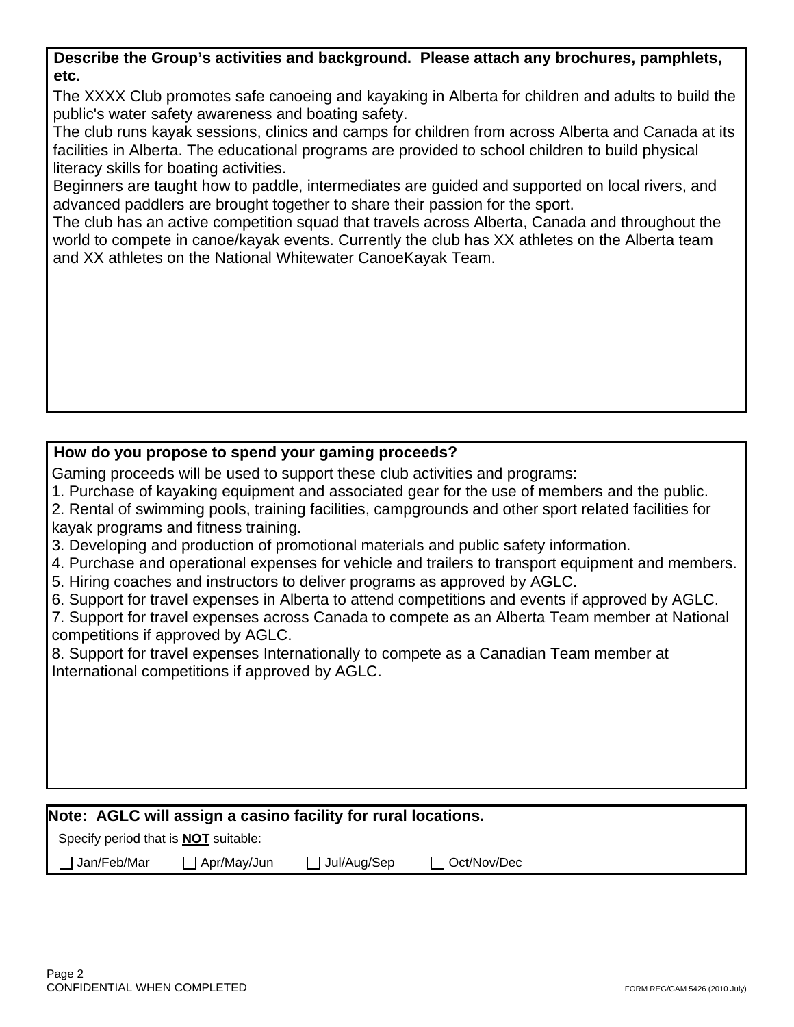**Describe the Group's activities and background. Please attach any brochures, pamphlets, etc.**

The XXXX Club promotes safe canoeing and kayaking in Alberta for children and adults to build the public's water safety awareness and boating safety.
The club runs kayak sessions, clinics and camps for children from across Alberta and Canada at its facilities in Alberta. The educational programs are provided to school children to build physical literacy skills for boating activities.
Beginners are taught how to paddle, intermediates are guided and supported on local rivers, and advanced paddlers are brought together to share their passion for the sport.
The club has an active competition squad that travels across Alberta, Canada and throughout the world to compete in canoe/kayak events. Currently the club has XX athletes on the Alberta team and XX athletes on the National Whitewater CanoeKayak Team.

**How do you propose to spend your gaming proceeds?**

Gaming proceeds will be used to support these club activities and programs:

1. Purchase of kayaking equipment and associated gear for the use of members and the public.
2. Rental of swimming pools, training facilities, campgrounds and other sport related facilities for kayak programs and fitness training.
3. Developing and production of promotional materials and public safety information.
4. Purchase and operational expenses for vehicle and trailers to transport equipment and members.
5. Hiring coaches and instructors to deliver programs as approved by AGLC.
6. Support for travel expenses in Alberta to attend competitions and events if approved by AGLC.
7. Support for travel expenses across Canada to compete as an Alberta Team member at National competitions if approved by AGLC.
8. Support for travel expenses Internationally to compete as a Canadian Team member at International competitions if approved by AGLC.

**Note: AGLC will assign a casino facility for rural locations.**

Specify period that is **NOT** suitable:

☐ Jan/Feb/Mar ☐ Apr/May/Jun ☐ Jul/Aug/Sep ☐ Oct/Nov/Dec

CONFIDENTIAL WHEN COMPLETED

FORM REG/GAM 5426 (2010 July)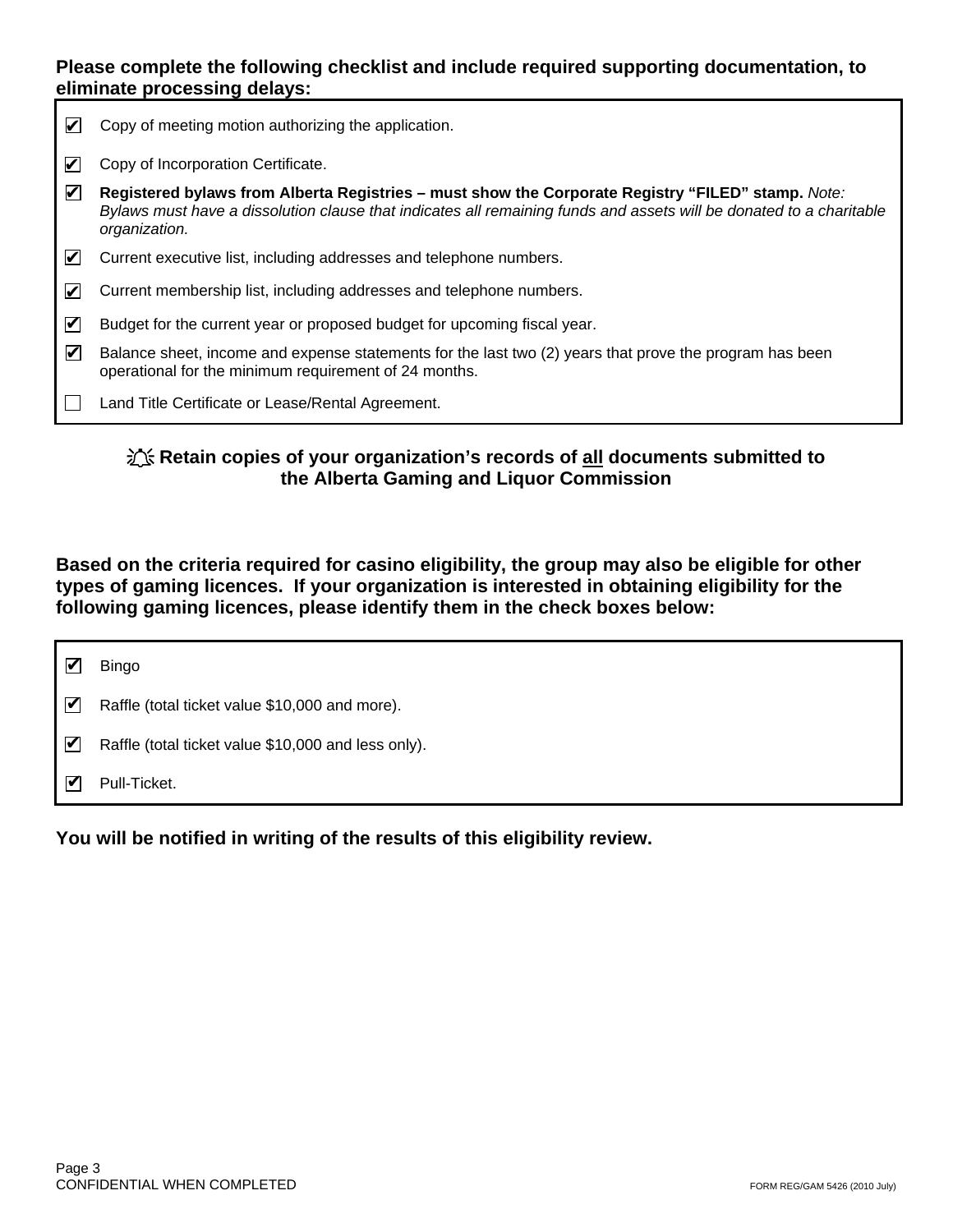**Please complete the following checklist and include required supporting documentation, to eliminate processing delays:**

- [x] Copy of meeting motion authorizing the application.
- [x] Copy of Incorporation Certificate.
- [x] **Registered bylaws from Alberta Registries – must show the Corporate Registry "FILED" stamp.** *Note: Bylaws must have a dissolution clause that indicates all remaining funds and assets will be donated to a charitable organization.*
- [x] Current executive list, including addresses and telephone numbers.
- [x] Current membership list, including addresses and telephone numbers.
- [x] Budget for the current year or proposed budget for upcoming fiscal year.
- [x] Balance sheet, income and expense statements for the last two (2) years that prove the program has been operational for the minimum requirement of 24 months.
- [ ] Land Title Certificate or Lease/Rental Agreement.

**Retain copies of your organization's records of all documents submitted to the Alberta Gaming and Liquor Commission**

**Based on the criteria required for casino eligibility, the group may also be eligible for other types of gaming licences. If your organization is interested in obtaining eligibility for the following gaming licences, please identify them in the check boxes below:**

- [x] Bingo
- [x] Raffle (total ticket value $10,000 and more).
- [x] Raffle (total ticket value $10,000 and less only).
- [x] Pull-Ticket.

**You will be notified in writing of the results of this eligibility review.**

CONFIDENTIAL WHEN COMPLETED

FORM REG/GAM 5426 (2010 July)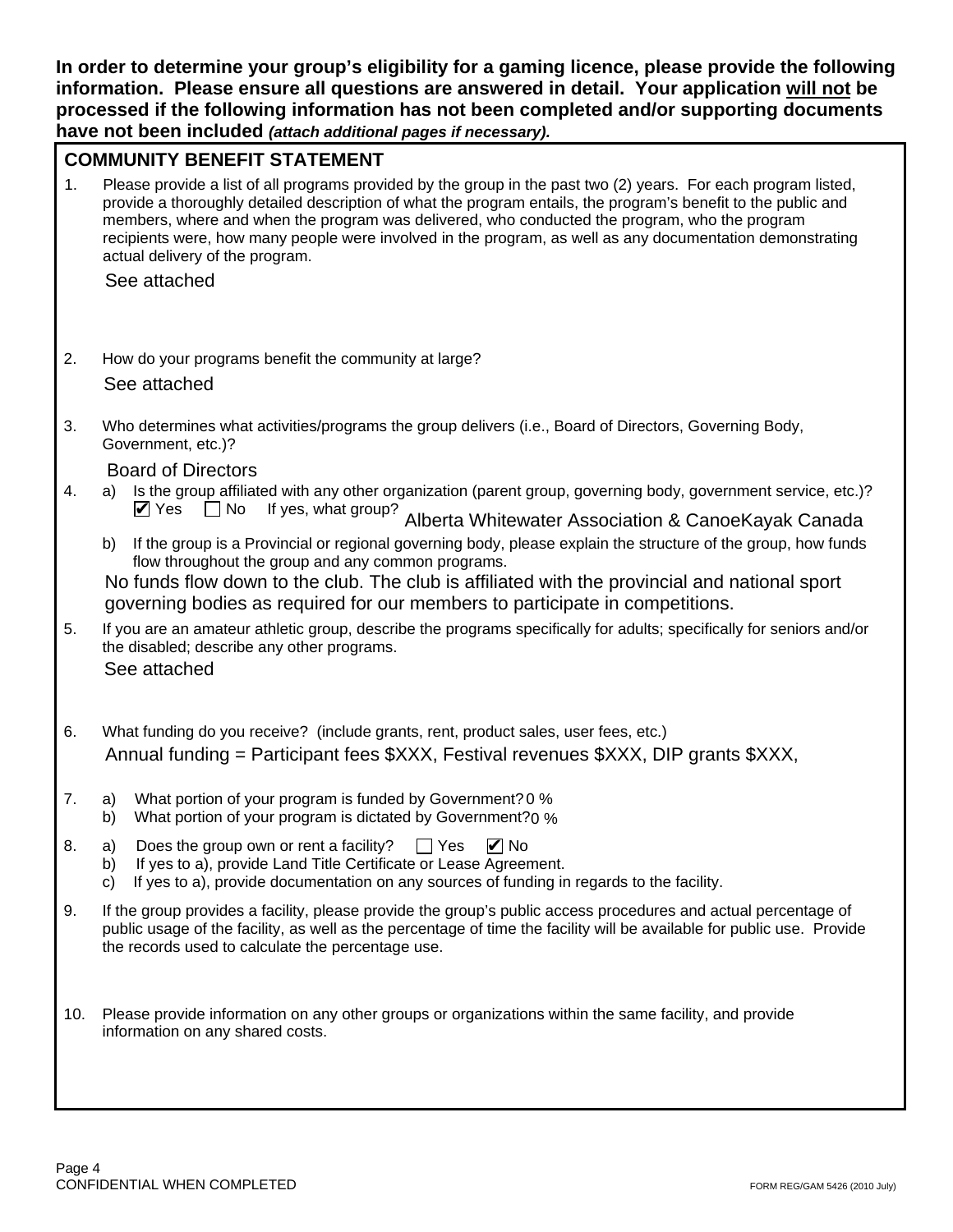**In order to determine your group's eligibility for a gaming licence, please provide the following information. Please ensure all questions are answered in detail. Your application <u>will not</u> be processed if the following information has not been completed and/or supporting documents have not been included** ***(attach additional pages if necessary).***

## COMMUNITY BENEFIT STATEMENT

1. Please provide a list of all programs provided by the group in the past two (2) years. For each program listed, provide a thoroughly detailed description of what the program entails, the program's benefit to the public and members, where and when the program was delivered, who conducted the program, who the program recipients were, how many people were involved in the program, as well as any documentation demonstrating actual delivery of the program.

   See attached

2. How do your programs benefit the community at large?

   See attached

3. Who determines what activities/programs the group delivers (i.e., Board of Directors, Governing Body, Government, etc.)?

   Board of Directors

4. a) Is the group affiliated with any other organization (parent group, governing body, government service, etc.)?
   ☑ Yes ☐ No If yes, what group? Alberta Whitewater Association & CanoeKayak Canada

   b) If the group is a Provincial or regional governing body, please explain the structure of the group, how funds flow throughout the group and any common programs.

   No funds flow down to the club. The club is affiliated with the provincial and national sport governing bodies as required for our members to participate in competitions.

5. If you are an amateur athletic group, describe the programs specifically for adults; specifically for seniors and/or the disabled; describe any other programs.

   See attached

6. What funding do you receive? (include grants, rent, product sales, user fees, etc.)

   Annual funding = Participant fees $XXX, Festival revenues $XXX, DIP grants $XXX,

7. a) What portion of your program is funded by Government? 0 %
   b) What portion of your program is dictated by Government? 0 %

8. a) Does the group own or rent a facility? ☐ Yes ☑ No
   b) If yes to a), provide Land Title Certificate or Lease Agreement.
   c) If yes to a), provide documentation on any sources of funding in regards to the facility.

9. If the group provides a facility, please provide the group's public access procedures and actual percentage of public usage of the facility, as well as the percentage of time the facility will be available for public use. Provide the records used to calculate the percentage use.

10. Please provide information on any other groups or organizations within the same facility, and provide information on any shared costs.

CONFIDENTIAL WHEN COMPLETED

FORM REG/GAM 5426 (2010 July)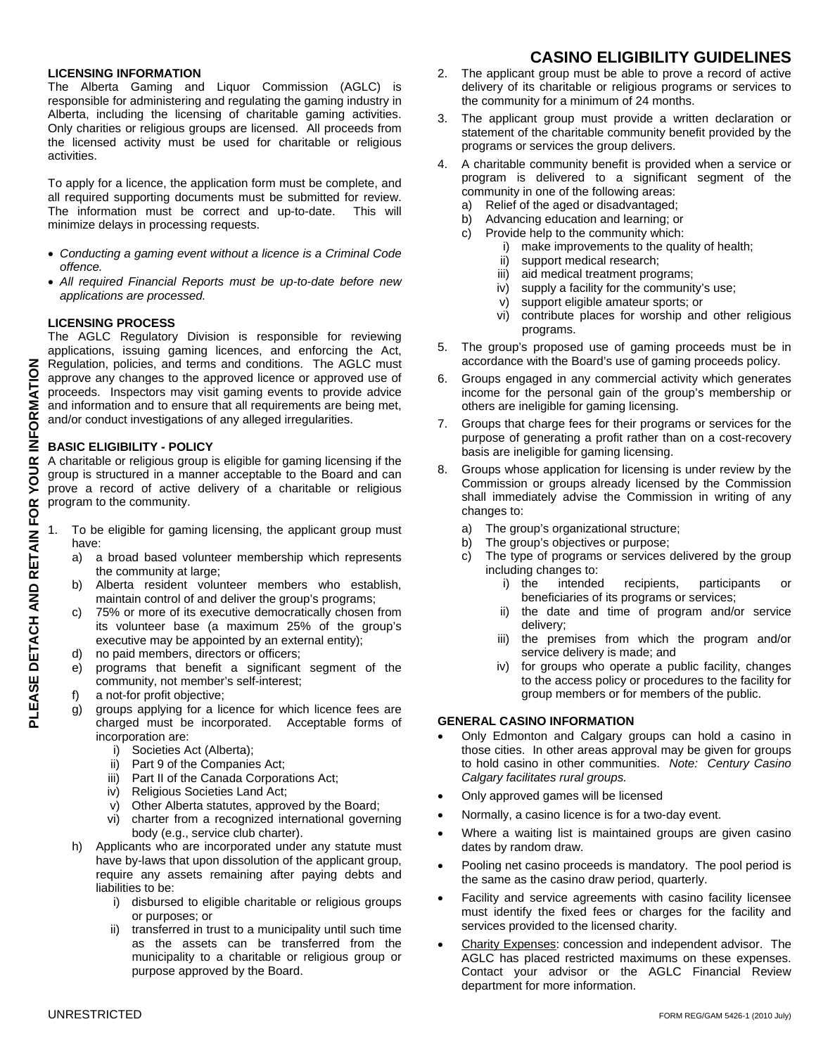# CASINO ELIGIBILITY GUIDELINES

PLEASE DETACH AND RETAIN FOR YOUR INFORMATION

## LICENSING INFORMATION

The Alberta Gaming and Liquor Commission (AGLC) is responsible for administering and regulating the gaming industry in Alberta, including the licensing of charitable gaming activities. Only charities or religious groups are licensed. All proceeds from the licensed activity must be used for charitable or religious activities.

To apply for a licence, the application form must be complete, and all required supporting documents must be submitted for review. The information must be correct and up-to-date. This will minimize delays in processing requests.

- *Conducting a gaming event without a licence is a Criminal Code offence.*
- *All required Financial Reports must be up-to-date before new applications are processed.*

## LICENSING PROCESS

The AGLC Regulatory Division is responsible for reviewing applications, issuing gaming licences, and enforcing the Act, Regulation, policies, and terms and conditions. The AGLC must approve any changes to the approved licence or approved use of proceeds. Inspectors may visit gaming events to provide advice and information and to ensure that all requirements are being met, and/or conduct investigations of any alleged irregularities.

## BASIC ELIGIBILITY - POLICY

A charitable or religious group is eligible for gaming licensing if the group is structured in a manner acceptable to the Board and can prove a record of active delivery of a charitable or religious program to the community.

1. To be eligible for gaming licensing, the applicant group must have:
   a) a broad based volunteer membership which represents the community at large;
   b) Alberta resident volunteer members who establish, maintain control of and deliver the group's programs;
   c) 75% or more of its executive democratically chosen from its volunteer base (a maximum 25% of the group's executive may be appointed by an external entity);
   d) no paid members, directors or officers;
   e) programs that benefit a significant segment of the community, not member's self-interest;
   f) a not-for profit objective;
   g) groups applying for a licence for which licence fees are charged must be incorporated. Acceptable forms of incorporation are:
      i) Societies Act (Alberta);
      ii) Part 9 of the Companies Act;
      iii) Part II of the Canada Corporations Act;
      iv) Religious Societies Land Act;
      v) Other Alberta statutes, approved by the Board;
      vi) charter from a recognized international governing body (e.g., service club charter).
   h) Applicants who are incorporated under any statute must have by-laws that upon dissolution of the applicant group, require any assets remaining after paying debts and liabilities to be:
      i) disbursed to eligible charitable or religious groups or purposes; or
      ii) transferred in trust to a municipality until such time as the assets can be transferred from the municipality to a charitable or religious group or purpose approved by the Board.
2. The applicant group must be able to prove a record of active delivery of its charitable or religious programs or services to the community for a minimum of 24 months.
3. The applicant group must provide a written declaration or statement of the charitable community benefit provided by the programs or services the group delivers.
4. A charitable community benefit is provided when a service or program is delivered to a significant segment of the community in one of the following areas:
   a) Relief of the aged or disadvantaged;
   b) Advancing education and learning; or
   c) Provide help to the community which:
      i) make improvements to the quality of health;
      ii) support medical research;
      iii) aid medical treatment programs;
      iv) supply a facility for the community's use;
      v) support eligible amateur sports; or
      vi) contribute places for worship and other religious programs.
5. The group's proposed use of gaming proceeds must be in accordance with the Board's use of gaming proceeds policy.
6. Groups engaged in any commercial activity which generates income for the personal gain of the group's membership or others are ineligible for gaming licensing.
7. Groups that charge fees for their programs or services for the purpose of generating a profit rather than on a cost-recovery basis are ineligible for gaming licensing.
8. Groups whose application for licensing is under review by the Commission or groups already licensed by the Commission shall immediately advise the Commission in writing of any changes to:
   a) The group's organizational structure;
   b) The group's objectives or purpose;
   c) The type of programs or services delivered by the group including changes to:
      i) the intended recipients, participants or beneficiaries of its programs or services;
      ii) the date and time of program and/or service delivery;
      iii) the premises from which the program and/or service delivery is made; and
      iv) for groups who operate a public facility, changes to the access policy or procedures to the facility for group members or for members of the public.

## GENERAL CASINO INFORMATION

- Only Edmonton and Calgary groups can hold a casino in those cities. In other areas approval may be given for groups to hold casino in other communities. *Note: Century Casino Calgary facilitates rural groups.*
- Only approved games will be licensed
- Normally, a casino licence is for a two-day event.
- Where a waiting list is maintained groups are given casino dates by random draw.
- Pooling net casino proceeds is mandatory. The pool period is the same as the casino draw period, quarterly.
- Facility and service agreements with casino facility licensee must identify the fixed fees or charges for the facility and services provided to the licensed charity.
- Charity Expenses: concession and independent advisor. The AGLC has placed restricted maximums on these expenses. Contact your advisor or the AGLC Financial Review department for more information.

UNRESTRICTED

FORM REG/GAM 5426-1 (2010 July)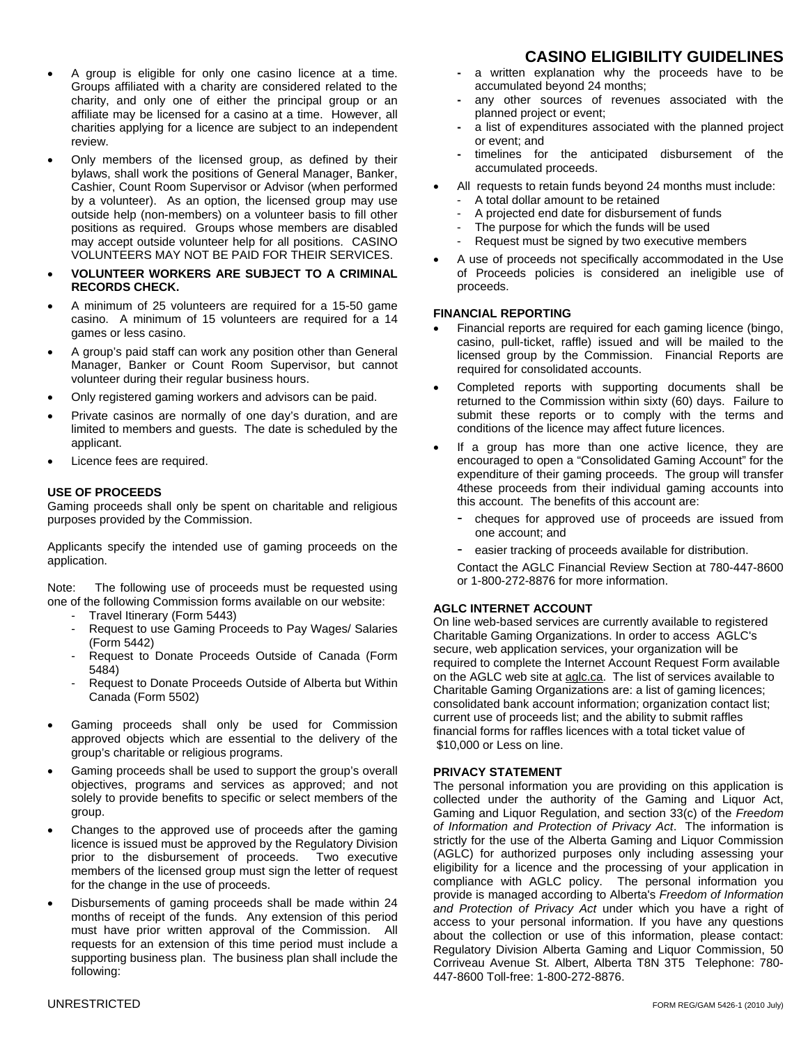# CASINO ELIGIBILITY GUIDELINES

- A group is eligible for only one casino licence at a time. Groups affiliated with a charity are considered related to the charity, and only one of either the principal group or an affiliate may be licensed for a casino at a time. However, all charities applying for a licence are subject to an independent review.
- Only members of the licensed group, as defined by their bylaws, shall work the positions of General Manager, Banker, Cashier, Count Room Supervisor or Advisor (when performed by a volunteer). As an option, the licensed group may use outside help (non-members) on a volunteer basis to fill other positions as required. Groups whose members are disabled may accept outside volunteer help for all positions. CASINO VOLUNTEERS MAY NOT BE PAID FOR THEIR SERVICES.
- **VOLUNTEER WORKERS ARE SUBJECT TO A CRIMINAL RECORDS CHECK.**
- A minimum of 25 volunteers are required for a 15-50 game casino. A minimum of 15 volunteers are required for a 14 games or less casino.
- A group's paid staff can work any position other than General Manager, Banker or Count Room Supervisor, but cannot volunteer during their regular business hours.
- Only registered gaming workers and advisors can be paid.
- Private casinos are normally of one day's duration, and are limited to members and guests. The date is scheduled by the applicant.
- Licence fees are required.

### USE OF PROCEEDS

Gaming proceeds shall only be spent on charitable and religious purposes provided by the Commission.

Applicants specify the intended use of gaming proceeds on the application.

Note: The following use of proceeds must be requested using one of the following Commission forms available on our website:

- Travel Itinerary (Form 5443)
- Request to use Gaming Proceeds to Pay Wages/ Salaries (Form 5442)
- Request to Donate Proceeds Outside of Canada (Form 5484)
- Request to Donate Proceeds Outside of Alberta but Within Canada (Form 5502)

- Gaming proceeds shall only be used for Commission approved objects which are essential to the delivery of the group's charitable or religious programs.
- Gaming proceeds shall be used to support the group's overall objectives, programs and services as approved; and not solely to provide benefits to specific or select members of the group.
- Changes to the approved use of proceeds after the gaming licence is issued must be approved by the Regulatory Division prior to the disbursement of proceeds. Two executive members of the licensed group must sign the letter of request for the change in the use of proceeds.
- Disbursements of gaming proceeds shall be made within 24 months of receipt of the funds. Any extension of this period must have prior written approval of the Commission. All requests for an extension of this time period must include a supporting business plan. The business plan shall include the following:
  - a written explanation why the proceeds have to be accumulated beyond 24 months;
  - any other sources of revenues associated with the planned project or event;
  - a list of expenditures associated with the planned project or event; and
  - timelines for the anticipated disbursement of the accumulated proceeds.
- All requests to retain funds beyond 24 months must include:
  - A total dollar amount to be retained
  - A projected end date for disbursement of funds
  - The purpose for which the funds will be used
  - Request must be signed by two executive members
- A use of proceeds not specifically accommodated in the Use of Proceeds policies is considered an ineligible use of proceeds.

### FINANCIAL REPORTING

- Financial reports are required for each gaming licence (bingo, casino, pull-ticket, raffle) issued and will be mailed to the licensed group by the Commission. Financial Reports are required for consolidated accounts.
- Completed reports with supporting documents shall be returned to the Commission within sixty (60) days. Failure to submit these reports or to comply with the terms and conditions of the licence may affect future licences.
- If a group has more than one active licence, they are encouraged to open a "Consolidated Gaming Account" for the expenditure of their gaming proceeds. The group will transfer 4these proceeds from their individual gaming accounts into this account. The benefits of this account are:
  - cheques for approved use of proceeds are issued from one account; and
  - easier tracking of proceeds available for distribution.

  Contact the AGLC Financial Review Section at 780-447-8600 or 1-800-272-8876 for more information.

### AGLC INTERNET ACCOUNT

On line web-based services are currently available to registered Charitable Gaming Organizations. In order to access AGLC's secure, web application services, your organization will be required to complete the Internet Account Request Form available on the AGLC web site at aglc.ca. The list of services available to Charitable Gaming Organizations are: a list of gaming licences; consolidated bank account information; organization contact list; current use of proceeds list; and the ability to submit raffles financial forms for raffles licences with a total ticket value of $10,000 or Less on line.

### PRIVACY STATEMENT

The personal information you are providing on this application is collected under the authority of the Gaming and Liquor Act, Gaming and Liquor Regulation, and section 33(c) of the *Freedom of Information and Protection of Privacy Act*. The information is strictly for the use of the Alberta Gaming and Liquor Commission (AGLC) for authorized purposes only including assessing your eligibility for a licence and the processing of your application in compliance with AGLC policy. The personal information you provide is managed according to Alberta's *Freedom of Information and Protection of Privacy Act* under which you have a right of access to your personal information. If you have any questions about the collection or use of this information, please contact: Regulatory Division Alberta Gaming and Liquor Commission, 50 Corriveau Avenue St. Albert, Alberta T8N 3T5 Telephone: 780-447-8600 Toll-free: 1-800-272-8876.

UNRESTRICTED

FORM REG/GAM 5426-1 (2010 July)